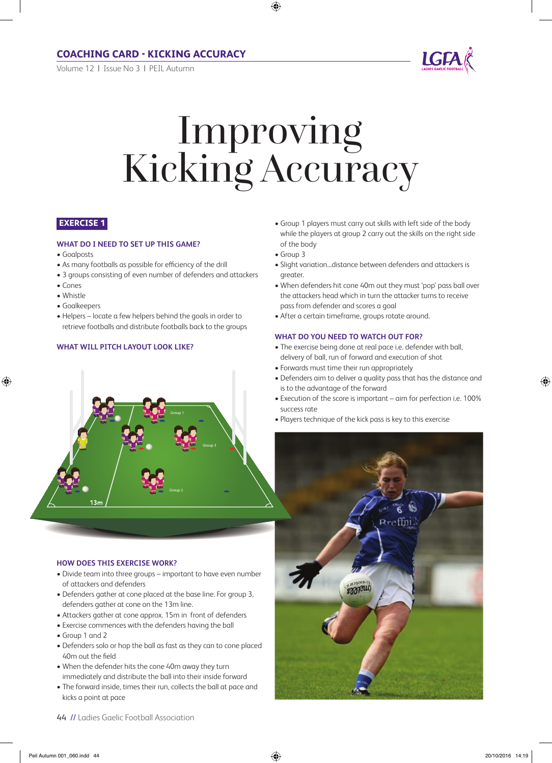## COACHING CARD - KICKING ACCURACY

# Improving Kicking Accuracy

### EXERCISE 1

#### WHAT DO I NEED TO SET UP THIS GAME?

- Goalposts
- As many footballs as possible for efficiency of the drill
- 3 groups consisting of even number of defenders and attackers
- Cones
- Whistle
- Goalkeepers
- Helpers – locate a few helpers behind the goals in order to retrieve footballs and distribute footballs back to the groups

#### WHAT WILL PITCH LAYOUT LOOK LIKE?

#### HOW DOES THIS EXERCISE WORK?

- Divide team into three groups – important to have even number of attackers and defenders
- Defenders gather at cone placed at the base line. For group 3, defenders gather at cone on the 13m line.
- Attackers gather at cone approx. 15m in front of defenders
- Exercise commences with the defenders having the ball
- Group 1 and 2
- Defenders solo or hop the ball as fast as they can to cone placed 40m out the field
- When the defender hits the cone 40m away they turn immediately and distribute the ball into their inside forward
- The forward inside, times their run, collects the ball at pace and kicks a point at pace
- Group 1 players must carry out skills with left side of the body while the players at group 2 carry out the skills on the right side of the body
- Group 3
- Slight variation...distance between defenders and attackers is greater.
- When defenders hit cone 40m out they must 'pop' pass ball over the attackers head which in turn the attacker turns to receive pass from defender and scores a goal
- After a certain timeframe, groups rotate around.

#### WHAT DO YOU NEED TO WATCH OUT FOR?

- The exercise being done at real pace i.e. defender with ball, delivery of ball, run of forward and execution of shot
- Forwards must time their run appropriately
- Defenders aim to deliver a quality pass that has the distance and is to the advantage of the forward
- Execution of the score is important – aim for perfection i.e. 100% success rate
- Players technique of the kick pass is key to this exercise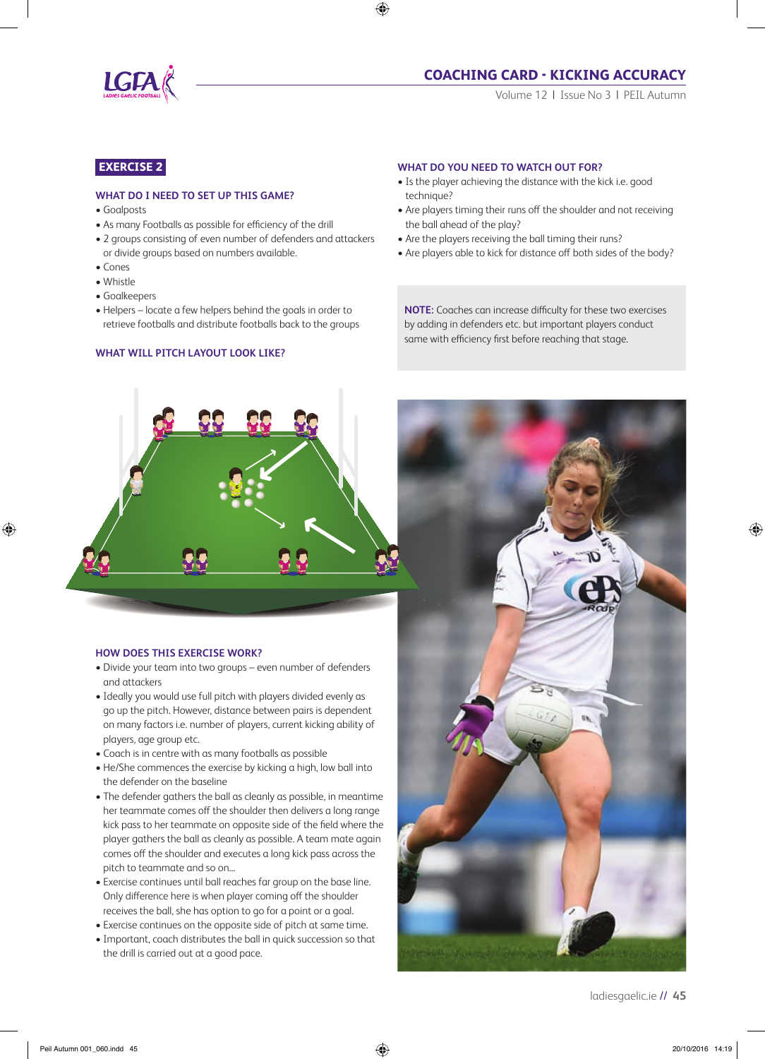# COACHING CARD • KICKING ACCURACY

## EXERCISE 2

### WHAT DO I NEED TO SET UP THIS GAME?

- Goalposts
- As many Footballs as possible for efficiency of the drill
- 2 groups consisting of even number of defenders and attackers or divide groups based on numbers available.
- Cones
- Whistle
- Goalkeepers
- Helpers – locate a few helpers behind the goals in order to retrieve footballs and distribute footballs back to the groups

### WHAT WILL PITCH LAYOUT LOOK LIKE?

### HOW DOES THIS EXERCISE WORK?

- Divide your team into two groups – even number of defenders and attackers
- Ideally you would use full pitch with players divided evenly as go up the pitch. However, distance between pairs is dependent on many factors i.e. number of players, current kicking ability of players, age group etc.
- Coach is in centre with as many footballs as possible
- He/She commences the exercise by kicking a high, low ball into the defender on the baseline
- The defender gathers the ball as cleanly as possible, in meantime her teammate comes off the shoulder then delivers a long range kick pass to her teammate on opposite side of the field where the player gathers the ball as cleanly as possible. A team mate again comes off the shoulder and executes a long kick pass across the pitch to teammate and so on...
- Exercise continues until ball reaches far group on the base line. Only difference here is when player coming off the shoulder receives the ball, she has option to go for a point or a goal.
- Exercise continues on the opposite side of pitch at same time.
- Important, coach distributes the ball in quick succession so that the drill is carried out at a good pace.

### WHAT DO YOU NEED TO WATCH OUT FOR?

- Is the player achieving the distance with the kick i.e. good technique?
- Are players timing their runs off the shoulder and not receiving the ball ahead of the play?
- Are the players receiving the ball timing their runs?
- Are players able to kick for distance off both sides of the body?

**NOTE:** Coaches can increase difficulty for these two exercises by adding in defenders etc. but important players conduct same with efficiency first before reaching that stage.